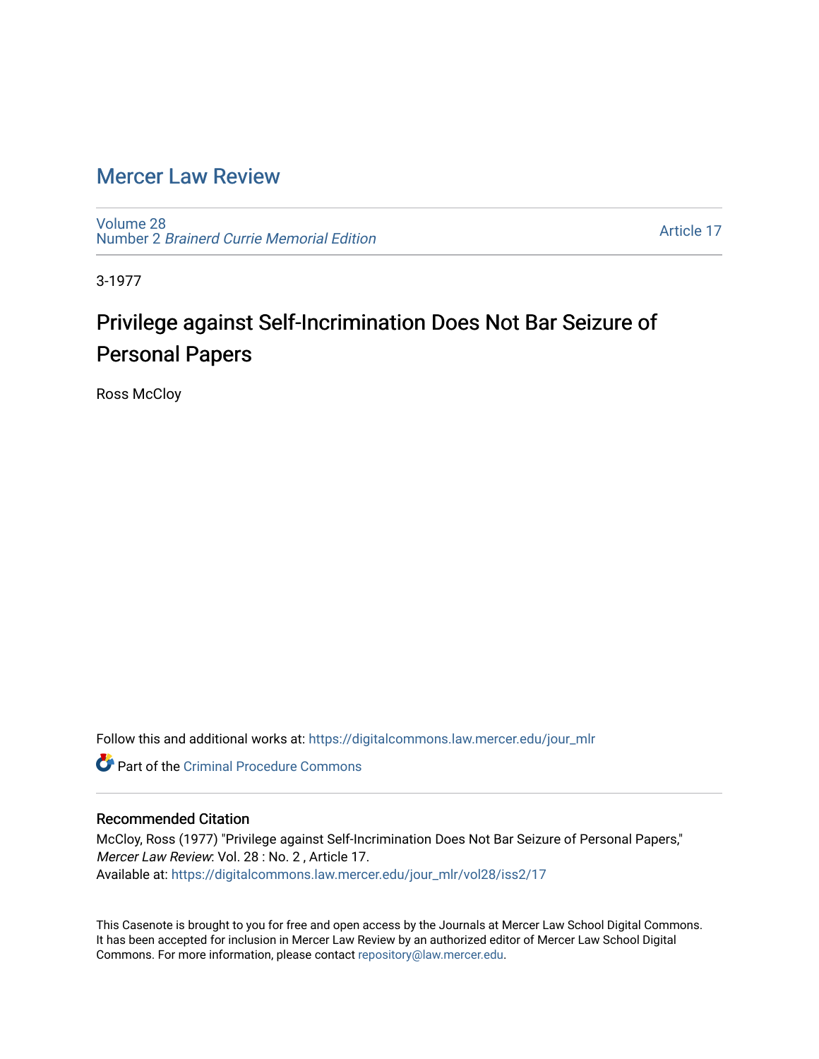# Mercer Law Review

Volume 28
Number 2 *Brainerd Currie Memorial Edition*

Article 17

3-1977

## Privilege against Self-Incrimination Does Not Bar Seizure of Personal Papers

Ross McCloy

Follow this and additional works at: https://digitalcommons.law.mercer.edu/jour_mlr

Part of the Criminal Procedure Commons

### Recommended Citation

McCloy, Ross (1977) "Privilege against Self-Incrimination Does Not Bar Seizure of Personal Papers," *Mercer Law Review*: Vol. 28 : No. 2 , Article 17.
Available at: https://digitalcommons.law.mercer.edu/jour_mlr/vol28/iss2/17

This Casenote is brought to you for free and open access by the Journals at Mercer Law School Digital Commons. It has been accepted for inclusion in Mercer Law Review by an authorized editor of Mercer Law School Digital Commons. For more information, please contact repository@law.mercer.edu.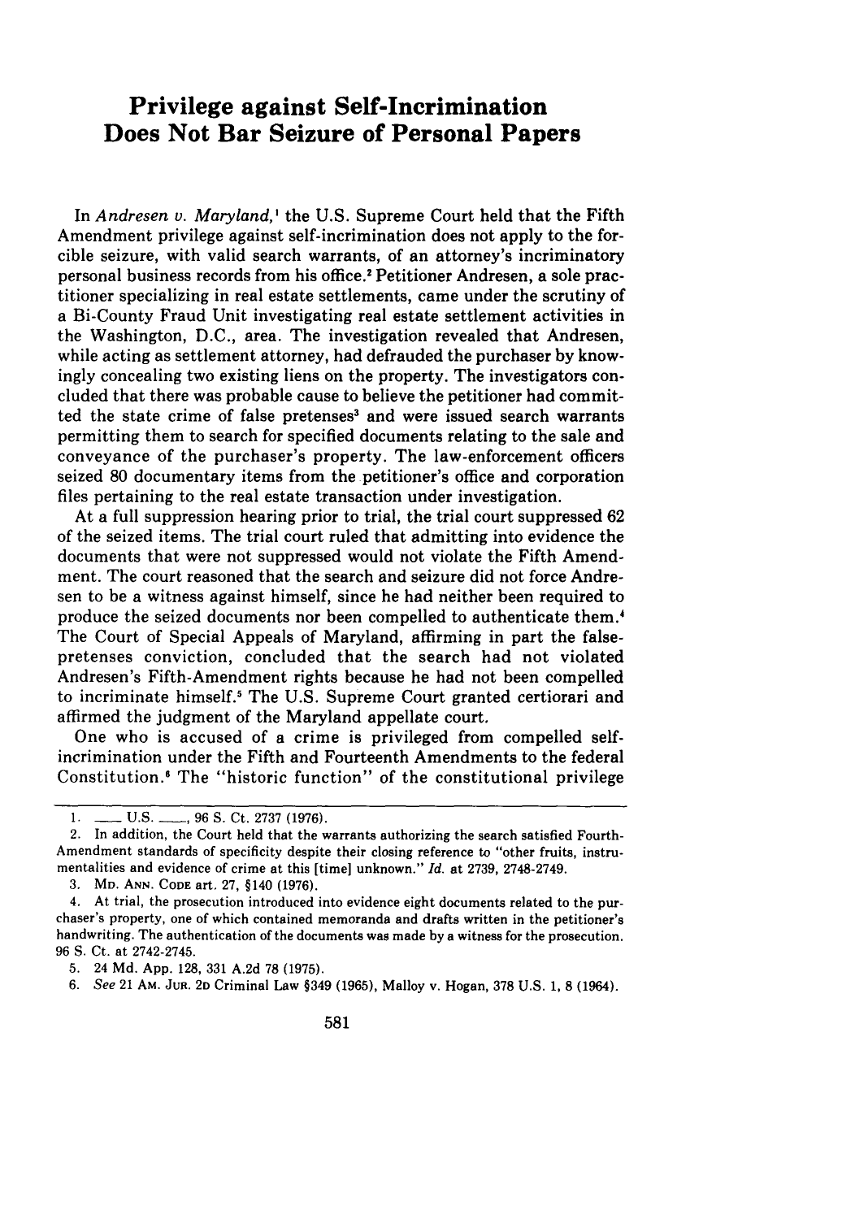# Privilege against Self-Incrimination Does Not Bar Seizure of Personal Papers

In *Andresen v. Maryland*,[1] the U.S. Supreme Court held that the Fifth Amendment privilege against self-incrimination does not apply to the forcible seizure, with valid search warrants, of an attorney's incriminatory personal business records from his office.[2] Petitioner Andresen, a sole practitioner specializing in real estate settlements, came under the scrutiny of a Bi-County Fraud Unit investigating real estate settlement activities in the Washington, D.C., area. The investigation revealed that Andresen, while acting as settlement attorney, had defrauded the purchaser by knowingly concealing two existing liens on the property. The investigators concluded that there was probable cause to believe the petitioner had committed the state crime of false pretenses[3] and were issued search warrants permitting them to search for specified documents relating to the sale and conveyance of the purchaser's property. The law-enforcement officers seized 80 documentary items from the petitioner's office and corporation files pertaining to the real estate transaction under investigation.

At a full suppression hearing prior to trial, the trial court suppressed 62 of the seized items. The trial court ruled that admitting into evidence the documents that were not suppressed would not violate the Fifth Amendment. The court reasoned that the search and seizure did not force Andresen to be a witness against himself, since he had neither been required to produce the seized documents nor been compelled to authenticate them.[4] The Court of Special Appeals of Maryland, affirming in part the false-pretenses conviction, concluded that the search had not violated Andresen's Fifth-Amendment rights because he had not been compelled to incriminate himself.[5] The U.S. Supreme Court granted certiorari and affirmed the judgment of the Maryland appellate court.

One who is accused of a crime is privileged from compelled self-incrimination under the Fifth and Fourteenth Amendments to the federal Constitution.[6] The "historic function" of the constitutional privilege

---

1. \_\_\_ U.S. \_\_\_, 96 S. Ct. 2737 (1976).

2. In addition, the Court held that the warrants authorizing the search satisfied Fourth-Amendment standards of specificity despite their closing reference to "other fruits, instrumentalities and evidence of crime at this [time] unknown." *Id.* at 2739, 2748-2749.

3. MD. ANN. CODE art. 27, §140 (1976).

4. At trial, the prosecution introduced into evidence eight documents related to the purchaser's property, one of which contained memoranda and drafts written in the petitioner's handwriting. The authentication of the documents was made by a witness for the prosecution. 96 S. Ct. at 2742-2745.

5. 24 Md. App. 128, 331 A.2d 78 (1975).

6. *See* 21 AM. JUR. 2D Criminal Law §349 (1965), Malloy v. Hogan, 378 U.S. 1, 8 (1964).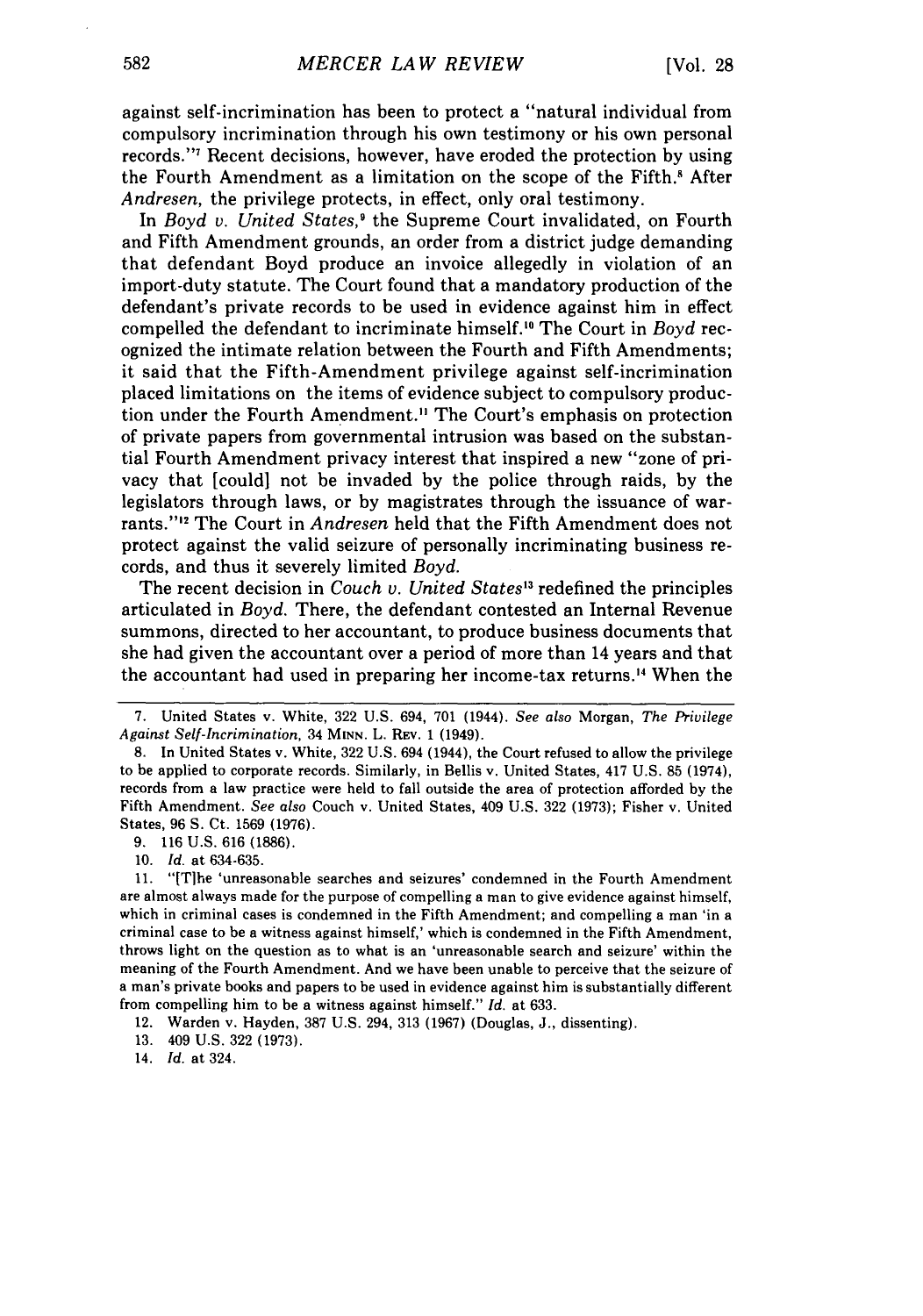against self-incrimination has been to protect a "natural individual from compulsory incrimination through his own testimony or his own personal records."[7] Recent decisions, however, have eroded the protection by using the Fourth Amendment as a limitation on the scope of the Fifth.[8] After *Andresen*, the privilege protects, in effect, only oral testimony.

In *Boyd v. United States*,[9] the Supreme Court invalidated, on Fourth and Fifth Amendment grounds, an order from a district judge demanding that defendant Boyd produce an invoice allegedly in violation of an import-duty statute. The Court found that a mandatory production of the defendant's private records to be used in evidence against him in effect compelled the defendant to incriminate himself.[10] The Court in *Boyd* recognized the intimate relation between the Fourth and Fifth Amendments; it said that the Fifth-Amendment privilege against self-incrimination placed limitations on the items of evidence subject to compulsory production under the Fourth Amendment.[11] The Court's emphasis on protection of private papers from governmental intrusion was based on the substantial Fourth Amendment privacy interest that inspired a new "zone of privacy that [could] not be invaded by the police through raids, by the legislators through laws, or by magistrates through the issuance of warrants."[12] The Court in *Andresen* held that the Fifth Amendment does not protect against the valid seizure of personally incriminating business records, and thus it severely limited *Boyd*.

The recent decision in *Couch v. United States*[13] redefined the principles articulated in *Boyd*. There, the defendant contested an Internal Revenue summons, directed to her accountant, to produce business documents that she had given the accountant over a period of more than 14 years and that the accountant had used in preparing her income-tax returns.[14] When the

---

7. United States v. White, 322 U.S. 694, 701 (1944). *See also* Morgan, *The Privilege Against Self-Incrimination*, 34 MINN. L. REV. 1 (1949).

8. In United States v. White, 322 U.S. 694 (1944), the Court refused to allow the privilege to be applied to corporate records. Similarly, in Bellis v. United States, 417 U.S. 85 (1974), records from a law practice were held to fall outside the area of protection afforded by the Fifth Amendment. *See also* Couch v. United States, 409 U.S. 322 (1973); Fisher v. United States, 96 S. Ct. 1569 (1976).

9. 116 U.S. 616 (1886).

10. *Id.* at 634-635.

11. "[T]he 'unreasonable searches and seizures' condemned in the Fourth Amendment are almost always made for the purpose of compelling a man to give evidence against himself, which in criminal cases is condemned in the Fifth Amendment; and compelling a man 'in a criminal case to be a witness against himself,' which is condemned in the Fifth Amendment, throws light on the question as to what is an 'unreasonable search and seizure' within the meaning of the Fourth Amendment. And we have been unable to perceive that the seizure of a man's private books and papers to be used in evidence against him is substantially different from compelling him to be a witness against himself." *Id.* at 633.

12. Warden v. Hayden, 387 U.S. 294, 313 (1967) (Douglas, J., dissenting).

13. 409 U.S. 322 (1973).

14. *Id.* at 324.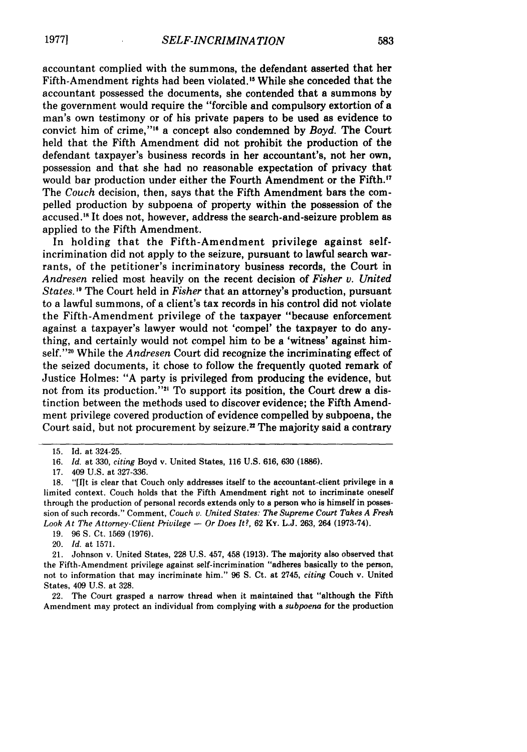accountant complied with the summons, the defendant asserted that her Fifth-Amendment rights had been violated.[15] While she conceded that the accountant possessed the documents, she contended that a summons by the government would require the "forcible and compulsory extortion of a man's own testimony or of his private papers to be used as evidence to convict him of crime,"[16] a concept also condemned by *Boyd*. The Court held that the Fifth Amendment did not prohibit the production of the defendant taxpayer's business records in her accountant's, not her own, possession and that she had no reasonable expectation of privacy that would bar production under either the Fourth Amendment or the Fifth.[17] The *Couch* decision, then, says that the Fifth Amendment bars the compelled production by subpoena of property within the possession of the accused.[18] It does not, however, address the search-and-seizure problem as applied to the Fifth Amendment.

In holding that the Fifth-Amendment privilege against self-incrimination did not apply to the seizure, pursuant to lawful search warrants, of the petitioner's incriminatory business records, the Court in *Andresen* relied most heavily on the recent decision of *Fisher v. United States.*[19] The Court held in *Fisher* that an attorney's production, pursuant to a lawful summons, of a client's tax records in his control did not violate the Fifth-Amendment privilege of the taxpayer "because enforcement against a taxpayer's lawyer would not 'compel' the taxpayer to do anything, and certainly would not compel him to be a 'witness' against himself."[20] While the *Andresen* Court did recognize the incriminating effect of the seized documents, it chose to follow the frequently quoted remark of Justice Holmes: "A party is privileged from producing the evidence, but not from its production."[21] To support its position, the Court drew a distinction between the methods used to discover evidence; the Fifth Amendment privilege covered production of evidence compelled by subpoena, the Court said, but not procurement by seizure.[22] The majority said a contrary

---

15. Id. at 324-25.

16. *Id.* at 330, *citing* Boyd v. United States, 116 U.S. 616, 630 (1886).

17. 409 U.S. at 327-336.

18. "[I]t is clear that Couch only addresses itself to the accountant-client privilege in a limited context. Couch holds that the Fifth Amendment right not to incriminate oneself through the production of personal records extends only to a person who is himself in possession of such records." Comment, *Couch v. United States: The Supreme Court Takes A Fresh Look At The Attorney-Client Privilege — Or Does It?*, 62 Ky. L.J. 263, 264 (1973-74).

19. 96 S. Ct. 1569 (1976).

20. *Id.* at 1571.

21. Johnson v. United States, 228 U.S. 457, 458 (1913). The majority also observed that the Fifth-Amendment privilege against self-incrimination "adheres basically to the person, not to information that may incriminate him." 96 S. Ct. at 2745, *citing* Couch v. United States, 409 U.S. at 328.

22. The Court grasped a narrow thread when it maintained that "although the Fifth Amendment may protect an individual from complying with a *subpoena* for the production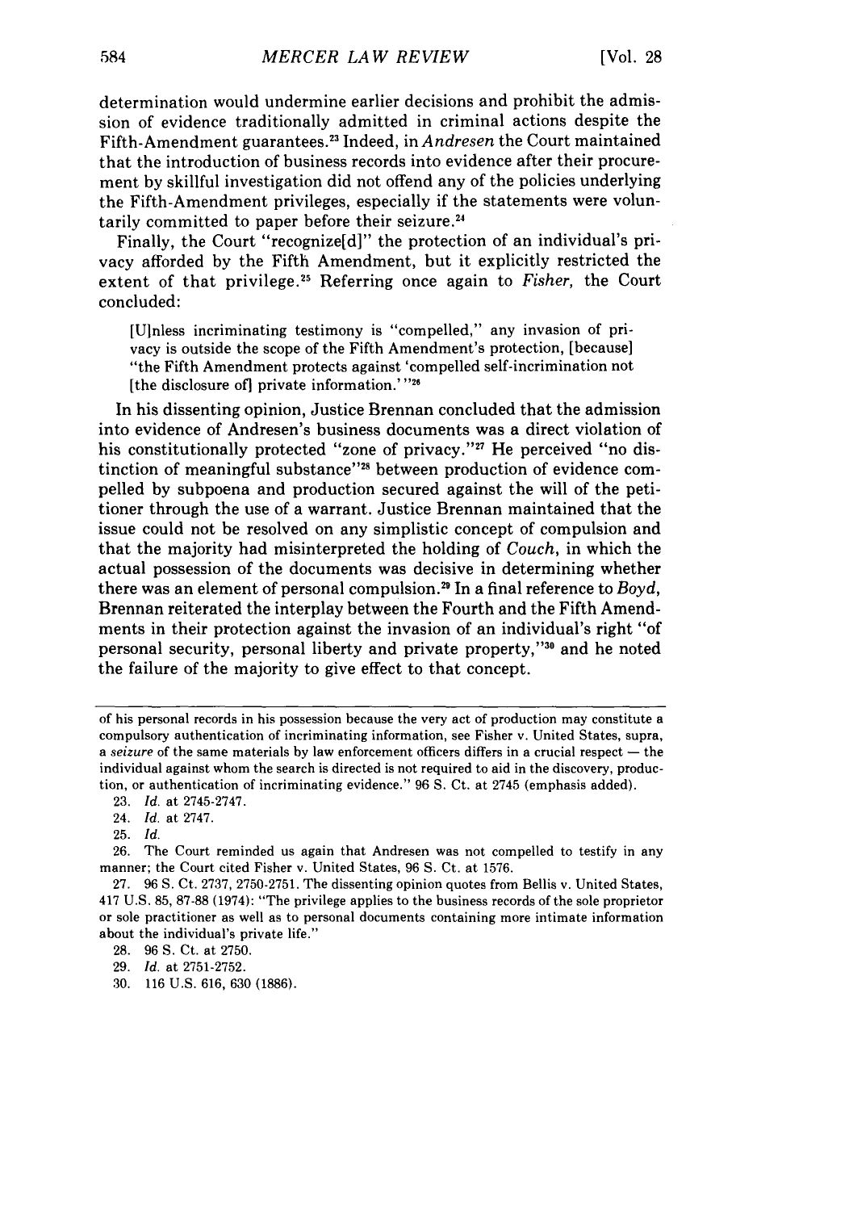determination would undermine earlier decisions and prohibit the admission of evidence traditionally admitted in criminal actions despite the Fifth-Amendment guarantees.[23] Indeed, in *Andresen* the Court maintained that the introduction of business records into evidence after their procurement by skillful investigation did not offend any of the policies underlying the Fifth-Amendment privileges, especially if the statements were voluntarily committed to paper before their seizure.[24]

Finally, the Court "recognize[d]" the protection of an individual's privacy afforded by the Fifth Amendment, but it explicitly restricted the extent of that privilege.[25] Referring once again to *Fisher,* the Court concluded:

> [U]nless incriminating testimony is "compelled," any invasion of privacy is outside the scope of the Fifth Amendment's protection, [because] "the Fifth Amendment protects against 'compelled self-incrimination not [the disclosure of] private information.'"[26]

In his dissenting opinion, Justice Brennan concluded that the admission into evidence of Andresen's business documents was a direct violation of his constitutionally protected "zone of privacy."[27] He perceived "no distinction of meaningful substance"[28] between production of evidence compelled by subpoena and production secured against the will of the petitioner through the use of a warrant. Justice Brennan maintained that the issue could not be resolved on any simplistic concept of compulsion and that the majority had misinterpreted the holding of *Couch,* in which the actual possession of the documents was decisive in determining whether there was an element of personal compulsion.[29] In a final reference to *Boyd,* Brennan reiterated the interplay between the Fourth and the Fifth Amendments in their protection against the invasion of an individual's right "of personal security, personal liberty and private property,"[30] and he noted the failure of the majority to give effect to that concept.

---

of his personal records in his possession because the very act of production may constitute a compulsory authentication of incriminating information, see Fisher v. United States, supra, a *seizure* of the same materials by law enforcement officers differs in a crucial respect — the individual against whom the search is directed is not required to aid in the discovery, production, or authentication of incriminating evidence." 96 S. Ct. at 2745 (emphasis added).

23. *Id.* at 2745-2747.

24. *Id.* at 2747.

25. *Id.*

26. The Court reminded us again that Andresen was not compelled to testify in any manner; the Court cited Fisher v. United States, 96 S. Ct. at 1576.

27. 96 S. Ct. 2737, 2750-2751. The dissenting opinion quotes from Bellis v. United States, 417 U.S. 85, 87-88 (1974): "The privilege applies to the business records of the sole proprietor or sole practitioner as well as to personal documents containing more intimate information about the individual's private life."

28. 96 S. Ct. at 2750.

29. *Id.* at 2751-2752.

30. 116 U.S. 616, 630 (1886).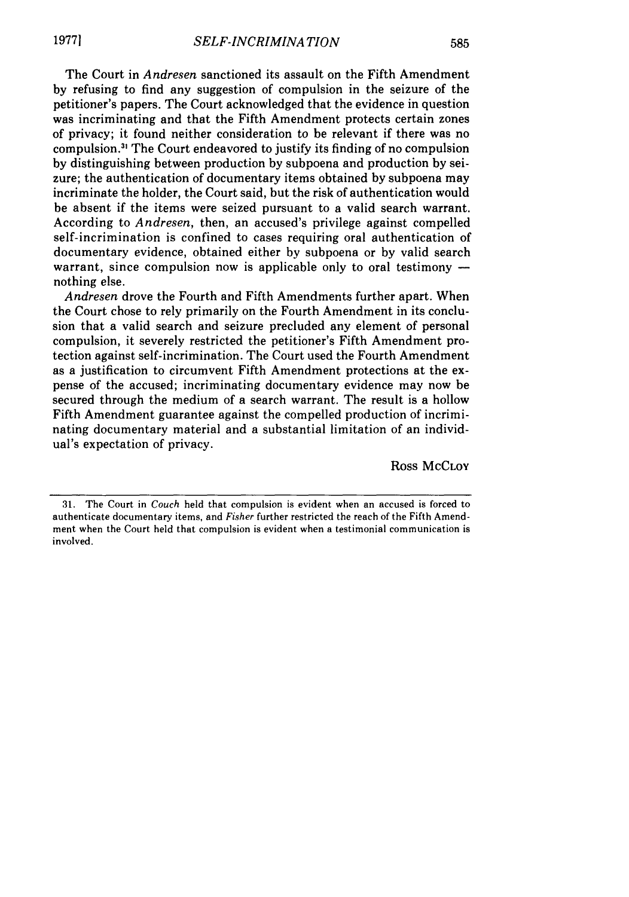The Court in *Andresen* sanctioned its assault on the Fifth Amendment by refusing to find any suggestion of compulsion in the seizure of the petitioner's papers. The Court acknowledged that the evidence in question was incriminating and that the Fifth Amendment protects certain zones of privacy; it found neither consideration to be relevant if there was no compulsion.[31] The Court endeavored to justify its finding of no compulsion by distinguishing between production by subpoena and production by seizure; the authentication of documentary items obtained by subpoena may incriminate the holder, the Court said, but the risk of authentication would be absent if the items were seized pursuant to a valid search warrant. According to *Andresen*, then, an accused's privilege against compelled self-incrimination is confined to cases requiring oral authentication of documentary evidence, obtained either by subpoena or by valid search warrant, since compulsion now is applicable only to oral testimony — nothing else.

*Andresen* drove the Fourth and Fifth Amendments further apart. When the Court chose to rely primarily on the Fourth Amendment in its conclusion that a valid search and seizure precluded any element of personal compulsion, it severely restricted the petitioner's Fifth Amendment protection against self-incrimination. The Court used the Fourth Amendment as a justification to circumvent Fifth Amendment protections at the expense of the accused; incriminating documentary evidence may now be secured through the medium of a search warrant. The result is a hollow Fifth Amendment guarantee against the compelled production of incriminating documentary material and a substantial limitation of an individual's expectation of privacy.

ROSS MCCLOY

---

31. The Court in *Couch* held that compulsion is evident when an accused is forced to authenticate documentary items, and *Fisher* further restricted the reach of the Fifth Amendment when the Court held that compulsion is evident when a testimonial communication is involved.